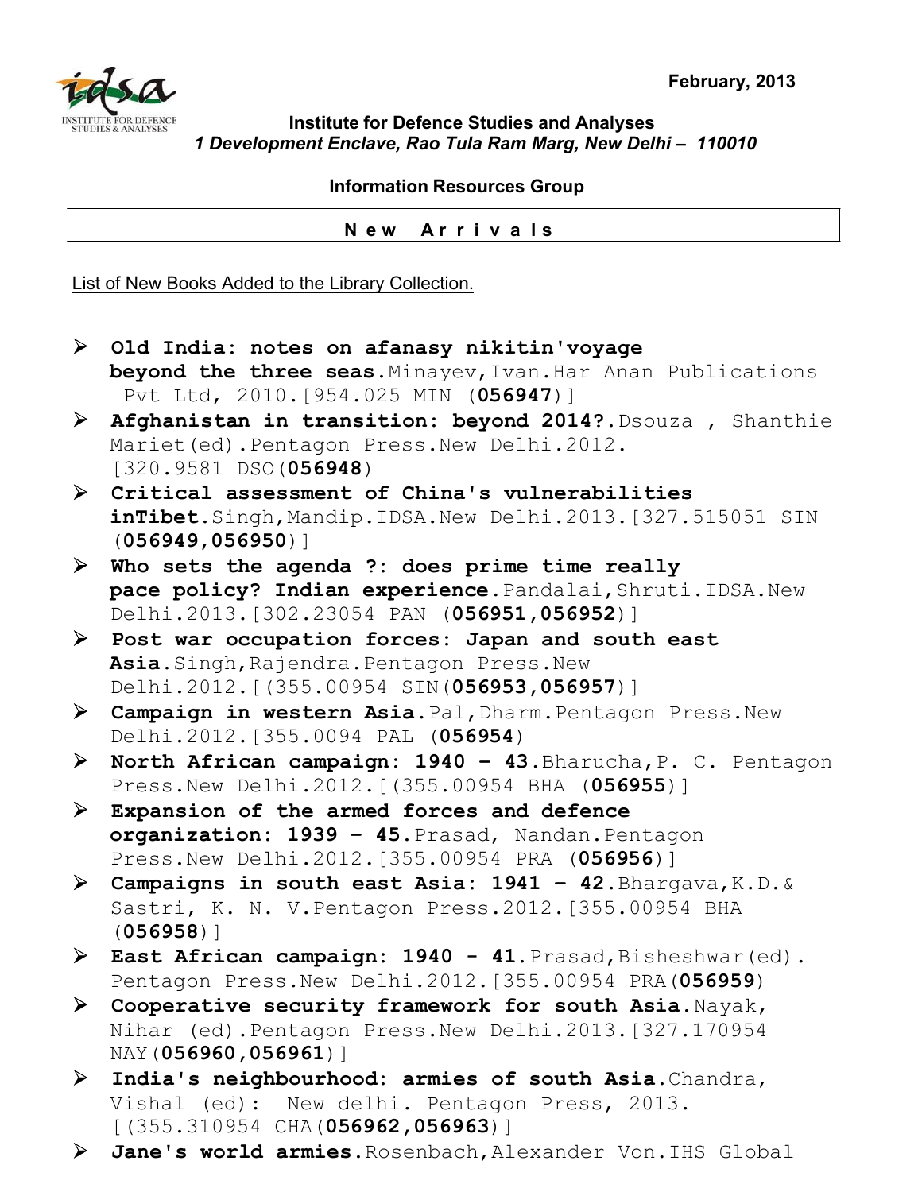February, 2013

**Institute for Defence Studies and Analyses**
***1 Development Enclave, Rao Tula Ram Marg, New Delhi – 110010***

**Information Resources Group**

## N e w   A r r i v a l s

List of New Books Added to the Library Collection.

- **Old India: notes on afanasy nikitin'voyage beyond the three seas**.Minayev,Ivan.Har Anan Publications Pvt Ltd, 2010.[954.025 MIN (**056947**)]
- **Afghanistan in transition: beyond 2014?**.Dsouza , Shanthie Mariet(ed).Pentagon Press.New Delhi.2012. [320.9581 DSO(**056948**)
- **Critical assessment of China's vulnerabilities inTibet**.Singh,Mandip.IDSA.New Delhi.2013.[327.515051 SIN (**056949,056950**)]
- **Who sets the agenda ?: does prime time really pace policy? Indian experience**.Pandalai,Shruti.IDSA.New Delhi.2013.[302.23054 PAN (**056951,056952**)]
- **Post war occupation forces: Japan and south east Asia**.Singh,Rajendra.Pentagon Press.New Delhi.2012.[(355.00954 SIN(**056953,056957**)]
- **Campaign in western Asia**.Pal,Dharm.Pentagon Press.New Delhi.2012.[355.0094 PAL (**056954**)
- **North African campaign: 1940 - 43**.Bharucha,P. C. Pentagon Press.New Delhi.2012.[(355.00954 BHA (**056955**)]
- **Expansion of the armed forces and defence organization: 1939 - 45**.Prasad, Nandan.Pentagon Press.New Delhi.2012.[355.00954 PRA (**056956**)]
- **Campaigns in south east Asia: 1941 - 42**.Bhargava,K.D.& Sastri, K. N. V.Pentagon Press.2012.[355.00954 BHA (**056958**)]
- **East African campaign: 1940 - 41**.Prasad,Bisheshwar(ed). Pentagon Press.New Delhi.2012.[355.00954 PRA(**056959**)
- **Cooperative security framework for south Asia**.Nayak, Nihar (ed).Pentagon Press.New Delhi.2013.[327.170954 NAY(**056960,056961**)]
- **India's neighbourhood: armies of south Asia**.Chandra, Vishal (ed): New delhi. Pentagon Press, 2013. [(355.310954 CHA(**056962,056963**)]
- **Jane's world armies**.Rosenbach,Alexander Von.IHS Global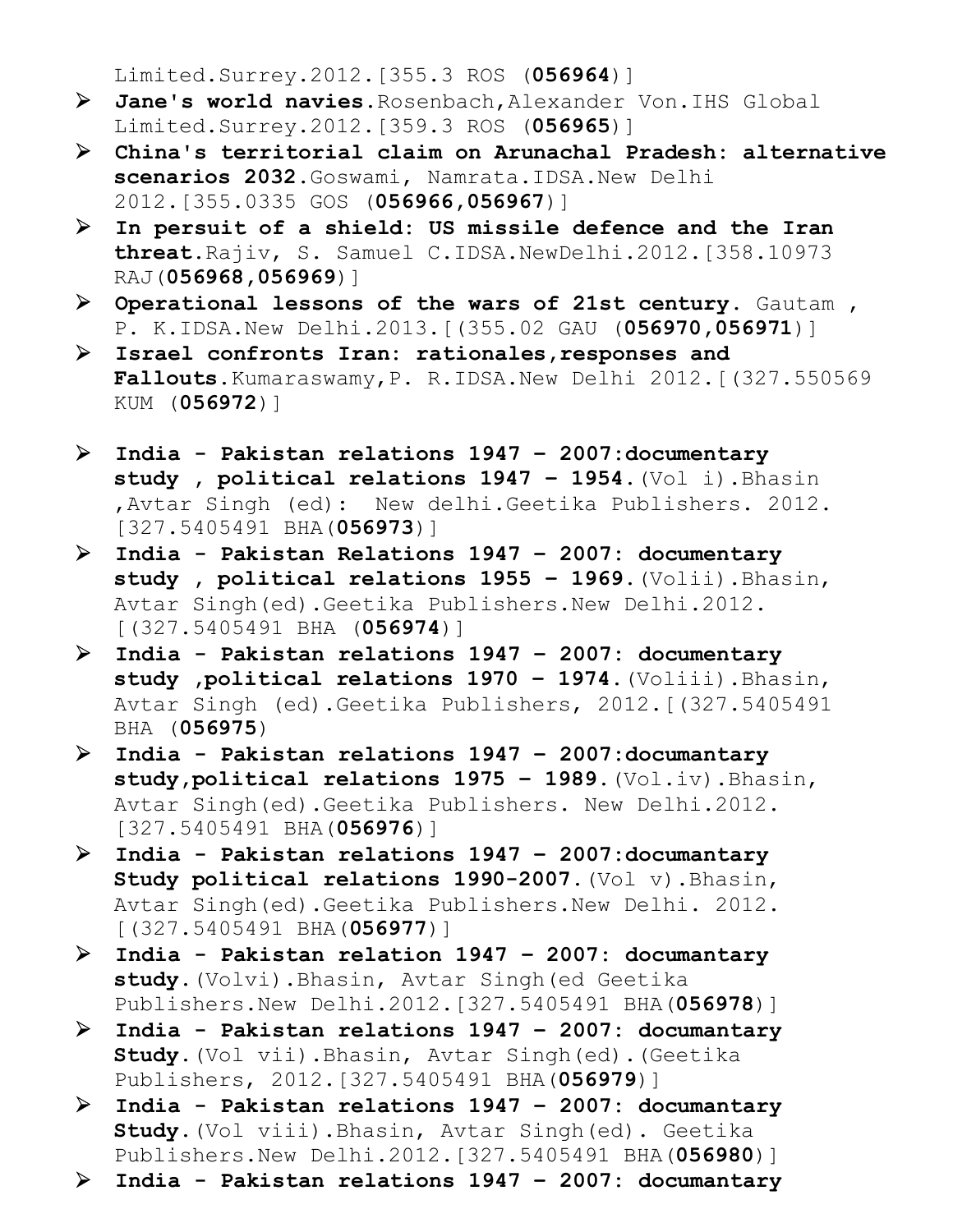Limited.Surrey.2012.[355.3 ROS (**056964**)]

- **Jane's world navies**.Rosenbach,Alexander Von.IHS Global Limited.Surrey.2012.[359.3 ROS (**056965**)]
- **China's territorial claim on Arunachal Pradesh: alternative scenarios 2032**.Goswami, Namrata.IDSA.New Delhi 2012.[355.0335 GOS (**056966,056967**)]
- **In persuit of a shield: US missile defence and the Iran threat**.Rajiv, S. Samuel C.IDSA.NewDelhi.2012.[358.10973 RAJ(**056968,056969**)]
- **Operational lessons of the wars of 21st century**. Gautam , P. K.IDSA.New Delhi.2013.[(355.02 GAU (**056970,056971**)]
- **Israel confronts Iran: rationales,responses and Fallouts**.Kumaraswamy,P. R.IDSA.New Delhi 2012.[(327.550569 KUM (**056972**)]
- **India - Pakistan relations 1947 – 2007:documentary study , political relations 1947 – 1954**.(Vol i).Bhasin ,Avtar Singh (ed): New delhi.Geetika Publishers. 2012. [327.5405491 BHA(**056973**)]
- **India - Pakistan Relations 1947 – 2007: documentary study , political relations 1955 – 1969**.(Volii).Bhasin, Avtar Singh(ed).Geetika Publishers.New Delhi.2012. [(327.5405491 BHA (**056974**)]
- **India - Pakistan relations 1947 – 2007: documentary study ,political relations 1970 – 1974**.(Voliii).Bhasin, Avtar Singh (ed).Geetika Publishers, 2012.[(327.5405491 BHA (**056975**)
- **India - Pakistan relations 1947 – 2007:documantary study,political relations 1975 – 1989**.(Vol.iv).Bhasin, Avtar Singh(ed).Geetika Publishers. New Delhi.2012. [327.5405491 BHA(**056976**)]
- **India - Pakistan relations 1947 – 2007:documantary Study political relations 1990-2007**.(Vol v).Bhasin, Avtar Singh(ed).Geetika Publishers.New Delhi. 2012. [(327.5405491 BHA(**056977**)]
- **India - Pakistan relation 1947 – 2007: documantary study**.(Volvi).Bhasin, Avtar Singh(ed Geetika Publishers.New Delhi.2012.[327.5405491 BHA(**056978**)]
- **India - Pakistan relations 1947 – 2007: documantary Study**.(Vol vii).Bhasin, Avtar Singh(ed).(Geetika Publishers, 2012.[327.5405491 BHA(**056979**)]
- **India - Pakistan relations 1947 – 2007: documantary Study**.(Vol viii).Bhasin, Avtar Singh(ed). Geetika Publishers.New Delhi.2012.[327.5405491 BHA(**056980**)]
- **India - Pakistan relations 1947 – 2007: documantary**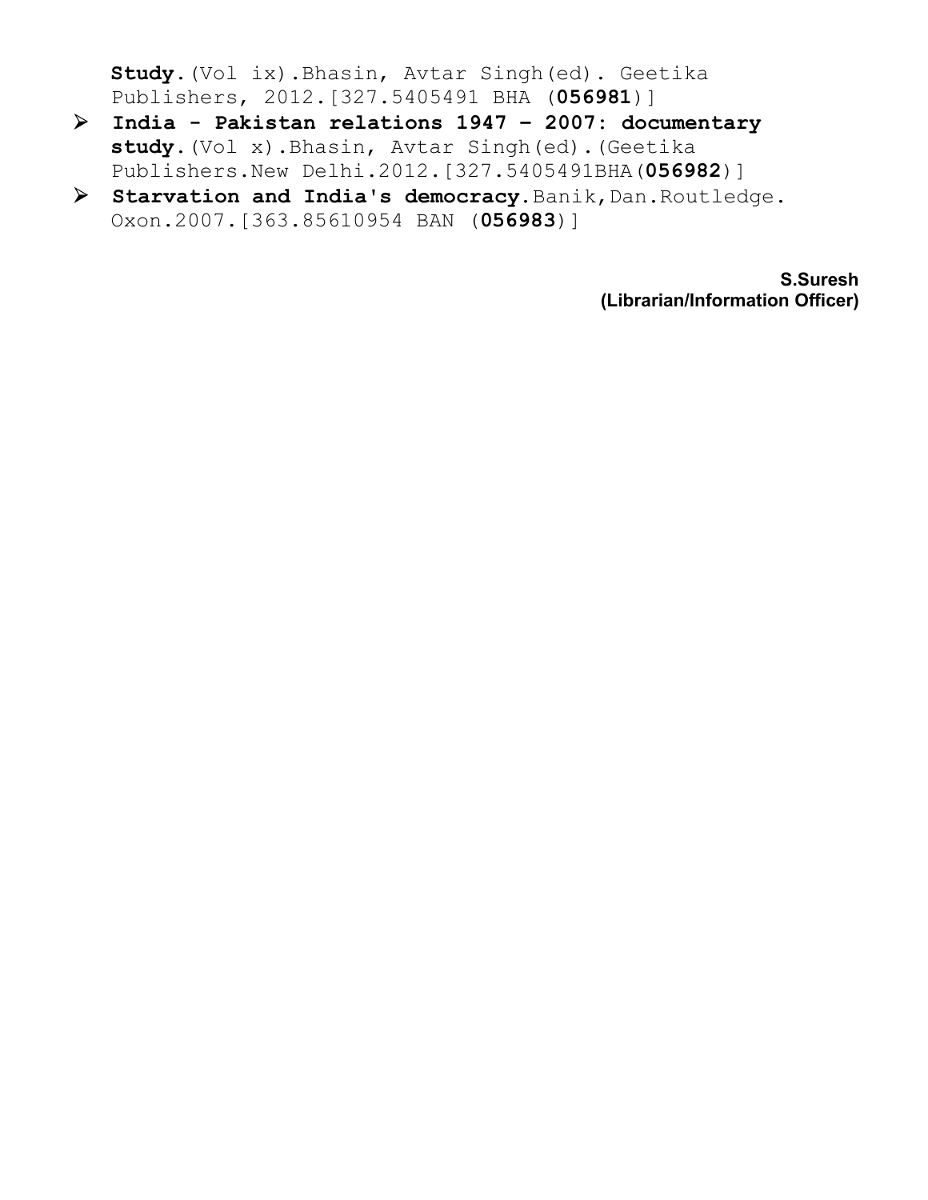**Study.**(Vol ix).Bhasin, Avtar Singh(ed). Geetika Publishers, 2012.[327.5405491 BHA (**056981**)]

- **India - Pakistan relations 1947 – 2007: documentary study.**(Vol x).Bhasin, Avtar Singh(ed).(Geetika Publishers.New Delhi.2012.[327.5405491BHA(**056982**)]
- **Starvation and India's democracy.**Banik,Dan.Routledge. Oxon.2007.[363.85610954 BAN (**056983**)]

**S.Suresh**
**(Librarian/Information Officer)**